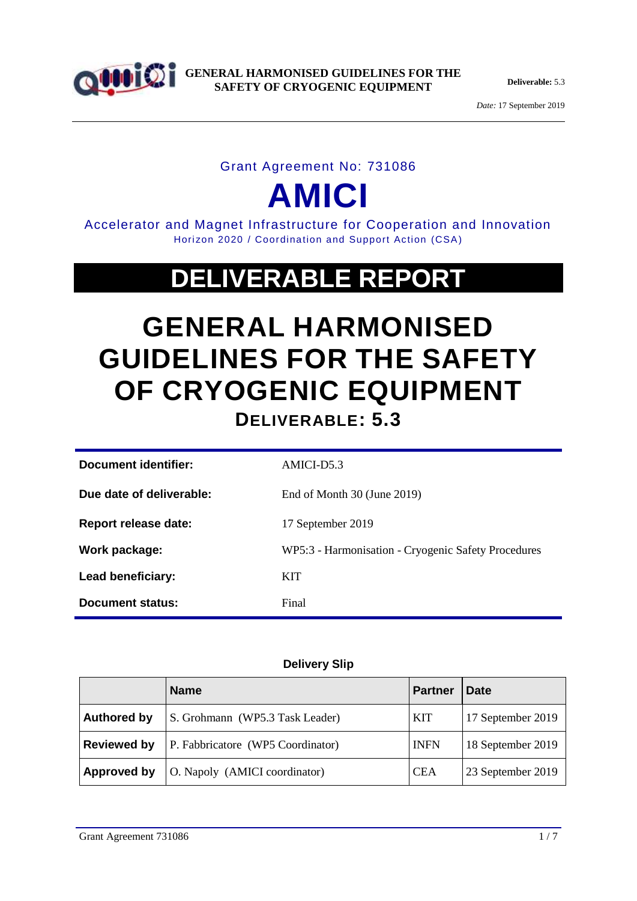Grant Agreement No: 731086

# AMICI

Accelerator and Magnet Infrastructure for Cooperation and Innovation

Horizon 2020 / Coordination and Support Action (CSA)

# DELIVERABLE REPORT

# GENERAL HARMONISED GUIDELINES FOR THE SAFETY OF CRYOGENIC EQUIPMENT

## DELIVERABLE: 5.3

| | |
|---|---|
| **Document identifier:** | AMICI-D5.3 |
| **Due date of deliverable:** | End of Month 30 (June 2019) |
| **Report release date:** | 17 September 2019 |
| **Work package:** | WP5:3 - Harmonisation - Cryogenic Safety Procedures |
| **Lead beneficiary:** | KIT |
| **Document status:** | Final |

**Delivery Slip**

| | Name | Partner | Date |
|---|---|---|---|
| **Authored by** | S. Grohmann (WP5.3 Task Leader) | KIT | 17 September 2019 |
| **Reviewed by** | P. Fabbricatore (WP5 Coordinator) | INFN | 18 September 2019 |
| **Approved by** | O. Napoly (AMICI coordinator) | CEA | 23 September 2019 |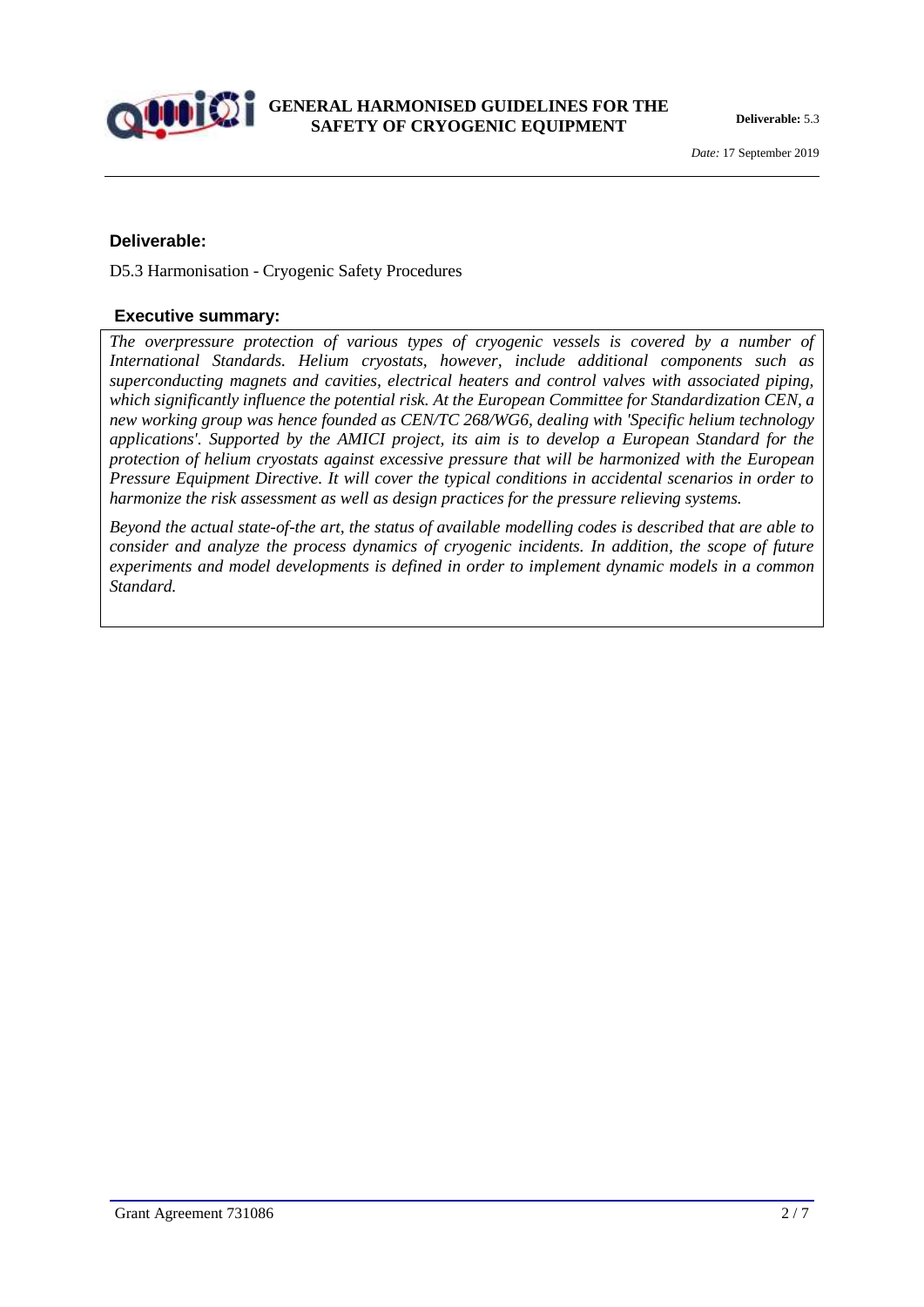### Deliverable:

D5.3 Harmonisation - Cryogenic Safety Procedures

### Executive summary:

*The overpressure protection of various types of cryogenic vessels is covered by a number of International Standards. Helium cryostats, however, include additional components such as superconducting magnets and cavities, electrical heaters and control valves with associated piping, which significantly influence the potential risk. At the European Committee for Standardization CEN, a new working group was hence founded as CEN/TC 268/WG6, dealing with 'Specific helium technology applications'. Supported by the AMICI project, its aim is to develop a European Standard for the protection of helium cryostats against excessive pressure that will be harmonized with the European Pressure Equipment Directive. It will cover the typical conditions in accidental scenarios in order to harmonize the risk assessment as well as design practices for the pressure relieving systems.*

*Beyond the actual state-of-the art, the status of available modelling codes is described that are able to consider and analyze the process dynamics of cryogenic incidents. In addition, the scope of future experiments and model developments is defined in order to implement dynamic models in a common Standard.*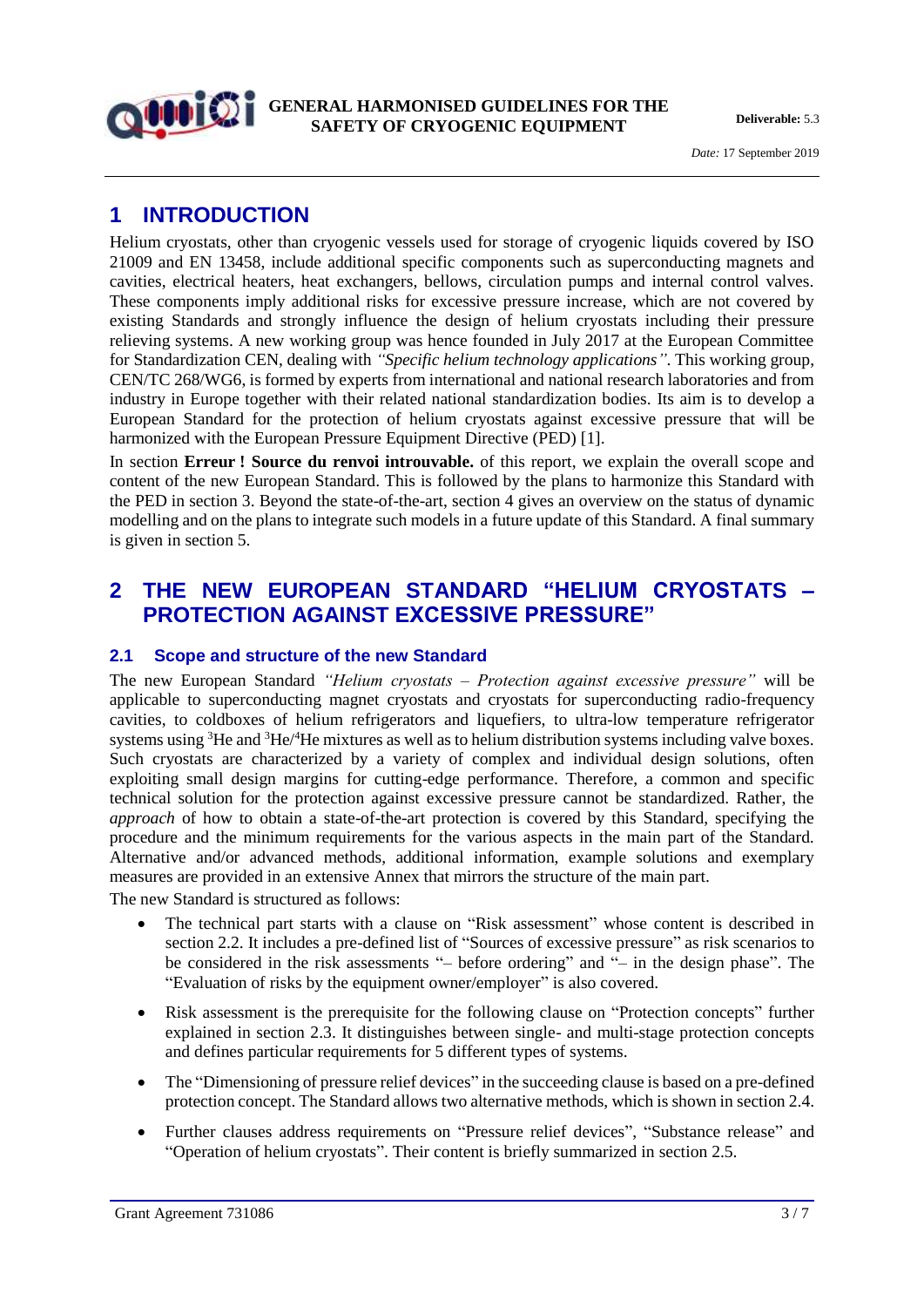# 1 INTRODUCTION

Helium cryostats, other than cryogenic vessels used for storage of cryogenic liquids covered by ISO 21009 and EN 13458, include additional specific components such as superconducting magnets and cavities, electrical heaters, heat exchangers, bellows, circulation pumps and internal control valves. These components imply additional risks for excessive pressure increase, which are not covered by existing Standards and strongly influence the design of helium cryostats including their pressure relieving systems. A new working group was hence founded in July 2017 at the European Committee for Standardization CEN, dealing with *"Specific helium technology applications"*. This working group, CEN/TC 268/WG6, is formed by experts from international and national research laboratories and from industry in Europe together with their related national standardization bodies. Its aim is to develop a European Standard for the protection of helium cryostats against excessive pressure that will be harmonized with the European Pressure Equipment Directive (PED) [1].

In section **Erreur ! Source du renvoi introuvable.** of this report, we explain the overall scope and content of the new European Standard. This is followed by the plans to harmonize this Standard with the PED in section 3. Beyond the state-of-the-art, section 4 gives an overview on the status of dynamic modelling and on the plans to integrate such models in a future update of this Standard. A final summary is given in section 5.

# 2 THE NEW EUROPEAN STANDARD "HELIUM CRYOSTATS – PROTECTION AGAINST EXCESSIVE PRESSURE"

## 2.1 Scope and structure of the new Standard

The new European Standard *"Helium cryostats – Protection against excessive pressure"* will be applicable to superconducting magnet cryostats and cryostats for superconducting radio-frequency cavities, to coldboxes of helium refrigerators and liquefiers, to ultra-low temperature refrigerator systems using $^{3}He$ and $^{3}He/^{4}He$ mixtures as well as to helium distribution systems including valve boxes. Such cryostats are characterized by a variety of complex and individual design solutions, often exploiting small design margins for cutting-edge performance. Therefore, a common and specific technical solution for the protection against excessive pressure cannot be standardized. Rather, the *approach* of how to obtain a state-of-the-art protection is covered by this Standard, specifying the procedure and the minimum requirements for the various aspects in the main part of the Standard. Alternative and/or advanced methods, additional information, example solutions and exemplary measures are provided in an extensive Annex that mirrors the structure of the main part.

The new Standard is structured as follows:

- The technical part starts with a clause on "Risk assessment" whose content is described in section 2.2. It includes a pre-defined list of "Sources of excessive pressure" as risk scenarios to be considered in the risk assessments "– before ordering" and "– in the design phase". The "Evaluation of risks by the equipment owner/employer" is also covered.
- Risk assessment is the prerequisite for the following clause on "Protection concepts" further explained in section 2.3. It distinguishes between single- and multi-stage protection concepts and defines particular requirements for 5 different types of systems.
- The "Dimensioning of pressure relief devices" in the succeeding clause is based on a pre-defined protection concept. The Standard allows two alternative methods, which is shown in section 2.4.
- Further clauses address requirements on "Pressure relief devices", "Substance release" and "Operation of helium cryostats". Their content is briefly summarized in section 2.5.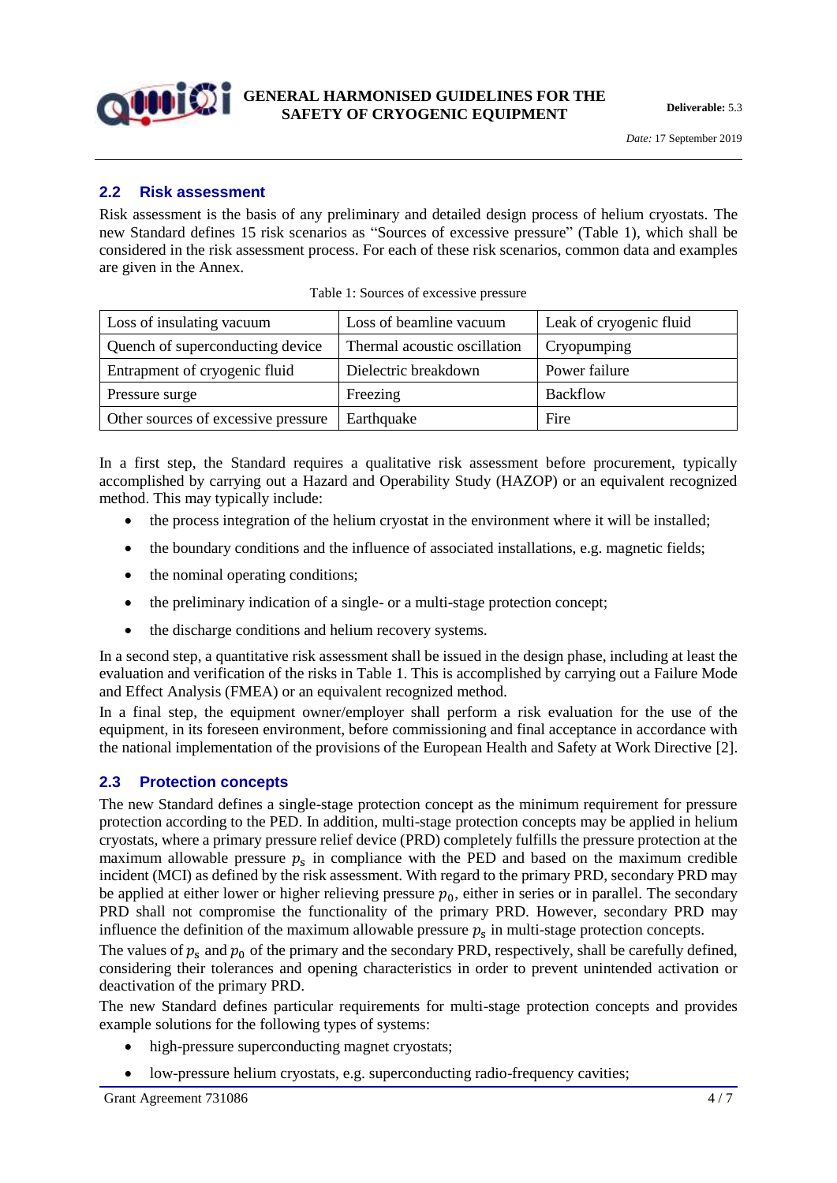## 2.2 Risk assessment

Risk assessment is the basis of any preliminary and detailed design process of helium cryostats. The new Standard defines 15 risk scenarios as "Sources of excessive pressure" (Table 1), which shall be considered in the risk assessment process. For each of these risk scenarios, common data and examples are given in the Annex.

Table 1: Sources of excessive pressure

| | | |
|---|---|---|
| Loss of insulating vacuum | Loss of beamline vacuum | Leak of cryogenic fluid |
| Quench of superconducting device | Thermal acoustic oscillation | Cryopumping |
| Entrapment of cryogenic fluid | Dielectric breakdown | Power failure |
| Pressure surge | Freezing | Backflow |
| Other sources of excessive pressure | Earthquake | Fire |

In a first step, the Standard requires a qualitative risk assessment before procurement, typically accomplished by carrying out a Hazard and Operability Study (HAZOP) or an equivalent recognized method. This may typically include:

- the process integration of the helium cryostat in the environment where it will be installed;
- the boundary conditions and the influence of associated installations, e.g. magnetic fields;
- the nominal operating conditions;
- the preliminary indication of a single- or a multi-stage protection concept;
- the discharge conditions and helium recovery systems.

In a second step, a quantitative risk assessment shall be issued in the design phase, including at least the evaluation and verification of the risks in Table 1. This is accomplished by carrying out a Failure Mode and Effect Analysis (FMEA) or an equivalent recognized method.

In a final step, the equipment owner/employer shall perform a risk evaluation for the use of the equipment, in its foreseen environment, before commissioning and final acceptance in accordance with the national implementation of the provisions of the European Health and Safety at Work Directive [2].

## 2.3 Protection concepts

The new Standard defines a single-stage protection concept as the minimum requirement for pressure protection according to the PED. In addition, multi-stage protection concepts may be applied in helium cryostats, where a primary pressure relief device (PRD) completely fulfills the pressure protection at the maximum allowable pressure $p_s$ in compliance with the PED and based on the maximum credible incident (MCI) as defined by the risk assessment. With regard to the primary PRD, secondary PRD may be applied at either lower or higher relieving pressure $p_0$, either in series or in parallel. The secondary PRD shall not compromise the functionality of the primary PRD. However, secondary PRD may influence the definition of the maximum allowable pressure $p_s$ in multi-stage protection concepts.

The values of $p_s$ and $p_0$ of the primary and the secondary PRD, respectively, shall be carefully defined, considering their tolerances and opening characteristics in order to prevent unintended activation or deactivation of the primary PRD.

The new Standard defines particular requirements for multi-stage protection concepts and provides example solutions for the following types of systems:

- high-pressure superconducting magnet cryostats;
- low-pressure helium cryostats, e.g. superconducting radio-frequency cavities;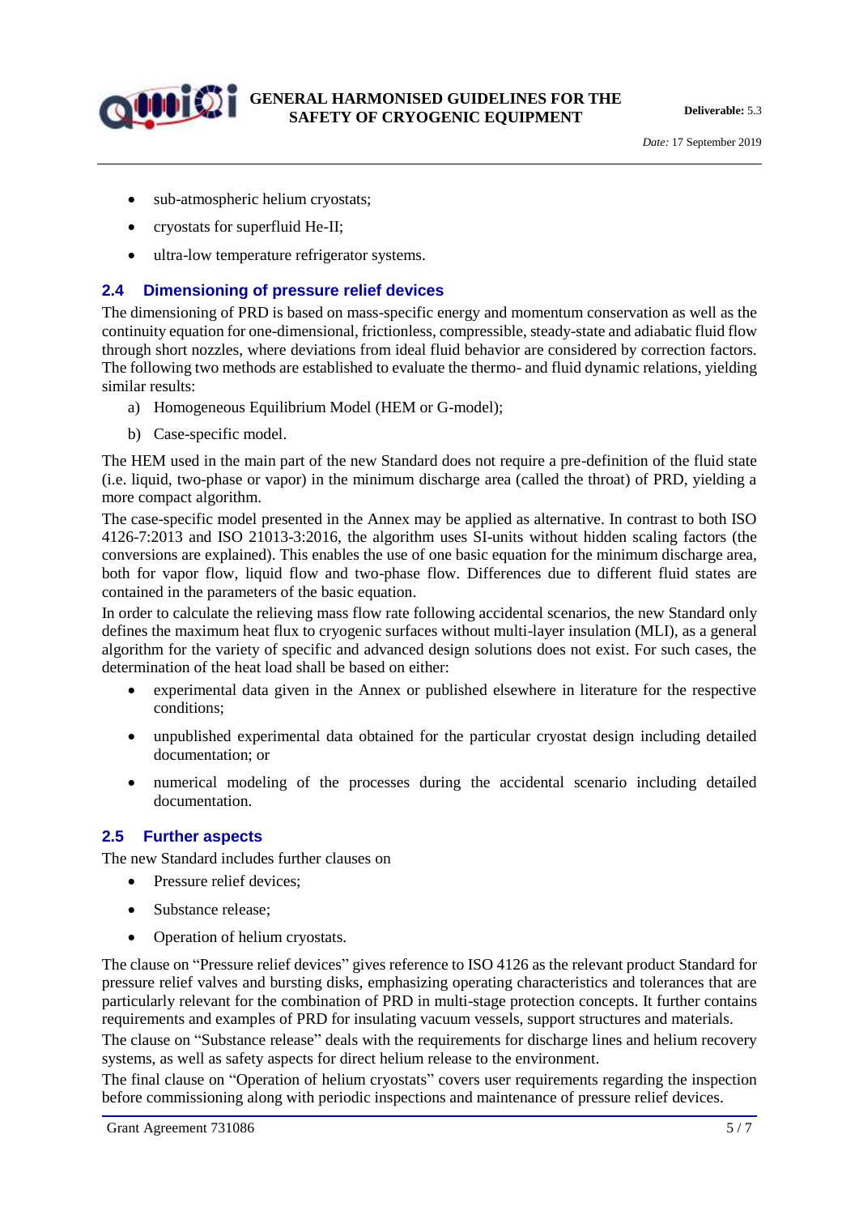- sub-atmospheric helium cryostats;
- cryostats for superfluid He-II;
- ultra-low temperature refrigerator systems.

## 2.4 Dimensioning of pressure relief devices

The dimensioning of PRD is based on mass-specific energy and momentum conservation as well as the continuity equation for one-dimensional, frictionless, compressible, steady-state and adiabatic fluid flow through short nozzles, where deviations from ideal fluid behavior are considered by correction factors. The following two methods are established to evaluate the thermo- and fluid dynamic relations, yielding similar results:

a) Homogeneous Equilibrium Model (HEM or G-model);

b) Case-specific model.

The HEM used in the main part of the new Standard does not require a pre-definition of the fluid state (i.e. liquid, two-phase or vapor) in the minimum discharge area (called the throat) of PRD, yielding a more compact algorithm.

The case-specific model presented in the Annex may be applied as alternative. In contrast to both ISO 4126-7:2013 and ISO 21013-3:2016, the algorithm uses SI-units without hidden scaling factors (the conversions are explained). This enables the use of one basic equation for the minimum discharge area, both for vapor flow, liquid flow and two-phase flow. Differences due to different fluid states are contained in the parameters of the basic equation.

In order to calculate the relieving mass flow rate following accidental scenarios, the new Standard only defines the maximum heat flux to cryogenic surfaces without multi-layer insulation (MLI), as a general algorithm for the variety of specific and advanced design solutions does not exist. For such cases, the determination of the heat load shall be based on either:

- experimental data given in the Annex or published elsewhere in literature for the respective conditions;
- unpublished experimental data obtained for the particular cryostat design including detailed documentation; or
- numerical modeling of the processes during the accidental scenario including detailed documentation.

## 2.5 Further aspects

The new Standard includes further clauses on

- Pressure relief devices;
- Substance release;
- Operation of helium cryostats.

The clause on "Pressure relief devices" gives reference to ISO 4126 as the relevant product Standard for pressure relief valves and bursting disks, emphasizing operating characteristics and tolerances that are particularly relevant for the combination of PRD in multi-stage protection concepts. It further contains requirements and examples of PRD for insulating vacuum vessels, support structures and materials.

The clause on "Substance release" deals with the requirements for discharge lines and helium recovery systems, as well as safety aspects for direct helium release to the environment.

The final clause on "Operation of helium cryostats" covers user requirements regarding the inspection before commissioning along with periodic inspections and maintenance of pressure relief devices.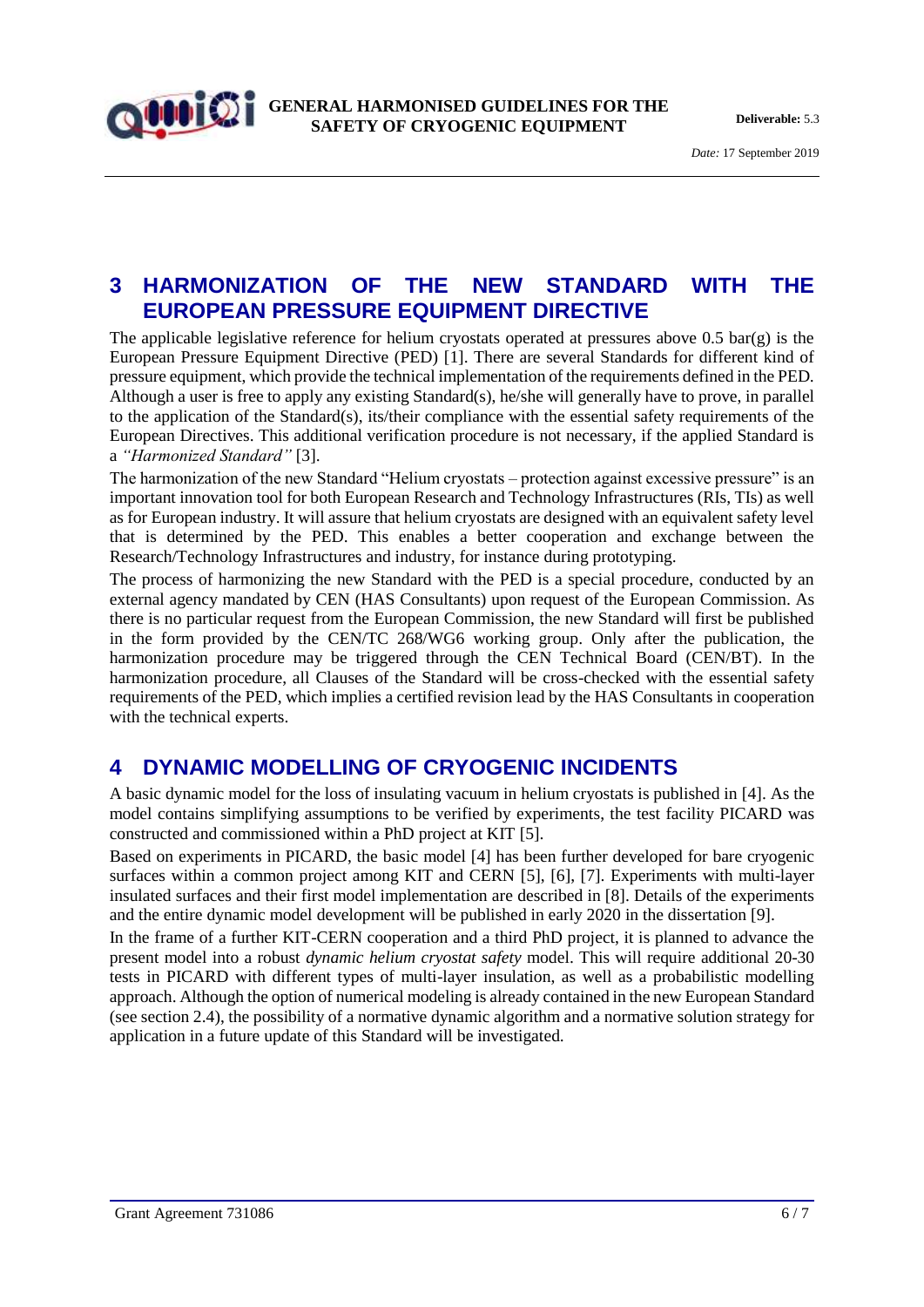# 3 HARMONIZATION OF THE NEW STANDARD WITH THE EUROPEAN PRESSURE EQUIPMENT DIRECTIVE

The applicable legislative reference for helium cryostats operated at pressures above 0.5 bar(g) is the European Pressure Equipment Directive (PED) [1]. There are several Standards for different kind of pressure equipment, which provide the technical implementation of the requirements defined in the PED. Although a user is free to apply any existing Standard(s), he/she will generally have to prove, in parallel to the application of the Standard(s), its/their compliance with the essential safety requirements of the European Directives. This additional verification procedure is not necessary, if the applied Standard is a *"Harmonized Standard"* [3].

The harmonization of the new Standard "Helium cryostats – protection against excessive pressure" is an important innovation tool for both European Research and Technology Infrastructures (RIs, TIs) as well as for European industry. It will assure that helium cryostats are designed with an equivalent safety level that is determined by the PED. This enables a better cooperation and exchange between the Research/Technology Infrastructures and industry, for instance during prototyping.

The process of harmonizing the new Standard with the PED is a special procedure, conducted by an external agency mandated by CEN (HAS Consultants) upon request of the European Commission. As there is no particular request from the European Commission, the new Standard will first be published in the form provided by the CEN/TC 268/WG6 working group. Only after the publication, the harmonization procedure may be triggered through the CEN Technical Board (CEN/BT). In the harmonization procedure, all Clauses of the Standard will be cross-checked with the essential safety requirements of the PED, which implies a certified revision lead by the HAS Consultants in cooperation with the technical experts.

# 4 DYNAMIC MODELLING OF CRYOGENIC INCIDENTS

A basic dynamic model for the loss of insulating vacuum in helium cryostats is published in [4]. As the model contains simplifying assumptions to be verified by experiments, the test facility PICARD was constructed and commissioned within a PhD project at KIT [5].

Based on experiments in PICARD, the basic model [4] has been further developed for bare cryogenic surfaces within a common project among KIT and CERN [5], [6], [7]. Experiments with multi-layer insulated surfaces and their first model implementation are described in [8]. Details of the experiments and the entire dynamic model development will be published in early 2020 in the dissertation [9].

In the frame of a further KIT-CERN cooperation and a third PhD project, it is planned to advance the present model into a robust *dynamic helium cryostat safety* model. This will require additional 20-30 tests in PICARD with different types of multi-layer insulation, as well as a probabilistic modelling approach. Although the option of numerical modeling is already contained in the new European Standard (see section 2.4), the possibility of a normative dynamic algorithm and a normative solution strategy for application in a future update of this Standard will be investigated.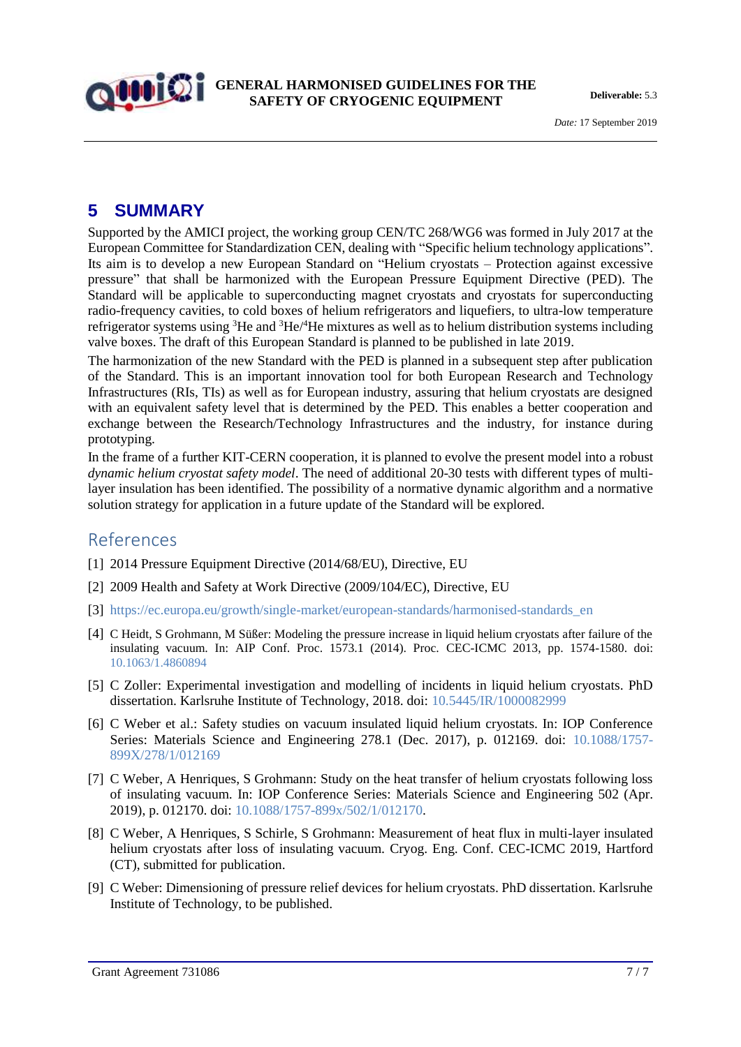# 5 SUMMARY

Supported by the AMICI project, the working group CEN/TC 268/WG6 was formed in July 2017 at the European Committee for Standardization CEN, dealing with "Specific helium technology applications". Its aim is to develop a new European Standard on "Helium cryostats – Protection against excessive pressure" that shall be harmonized with the European Pressure Equipment Directive (PED). The Standard will be applicable to superconducting magnet cryostats and cryostats for superconducting radio-frequency cavities, to cold boxes of helium refrigerators and liquefiers, to ultra-low temperature refrigerator systems using $^3$He and $^3$He/$^4$He mixtures as well as to helium distribution systems including valve boxes. The draft of this European Standard is planned to be published in late 2019.

The harmonization of the new Standard with the PED is planned in a subsequent step after publication of the Standard. This is an important innovation tool for both European Research and Technology Infrastructures (RIs, TIs) as well as for European industry, assuring that helium cryostats are designed with an equivalent safety level that is determined by the PED. This enables a better cooperation and exchange between the Research/Technology Infrastructures and the industry, for instance during prototyping.

In the frame of a further KIT-CERN cooperation, it is planned to evolve the present model into a robust *dynamic helium cryostat safety model*. The need of additional 20-30 tests with different types of multi-layer insulation has been identified. The possibility of a normative dynamic algorithm and a normative solution strategy for application in a future update of the Standard will be explored.

## References

[1] 2014 Pressure Equipment Directive (2014/68/EU), Directive, EU

[2] 2009 Health and Safety at Work Directive (2009/104/EC), Directive, EU

[3] https://ec.europa.eu/growth/single-market/european-standards/harmonised-standards_en

[4] C Heidt, S Grohmann, M Süßer: Modeling the pressure increase in liquid helium cryostats after failure of the insulating vacuum. In: AIP Conf. Proc. 1573.1 (2014). Proc. CEC-ICMC 2013, pp. 1574-1580. doi: 10.1063/1.4860894

[5] C Zoller: Experimental investigation and modelling of incidents in liquid helium cryostats. PhD dissertation. Karlsruhe Institute of Technology, 2018. doi: 10.5445/IR/1000082999

[6] C Weber et al.: Safety studies on vacuum insulated liquid helium cryostats. In: IOP Conference Series: Materials Science and Engineering 278.1 (Dec. 2017), p. 012169. doi: 10.1088/1757-899X/278/1/012169

[7] C Weber, A Henriques, S Grohmann: Study on the heat transfer of helium cryostats following loss of insulating vacuum. In: IOP Conference Series: Materials Science and Engineering 502 (Apr. 2019), p. 012170. doi: 10.1088/1757-899x/502/1/012170.

[8] C Weber, A Henriques, S Schirle, S Grohmann: Measurement of heat flux in multi-layer insulated helium cryostats after loss of insulating vacuum. Cryog. Eng. Conf. CEC-ICMC 2019, Hartford (CT), submitted for publication.

[9] C Weber: Dimensioning of pressure relief devices for helium cryostats. PhD dissertation. Karlsruhe Institute of Technology, to be published.